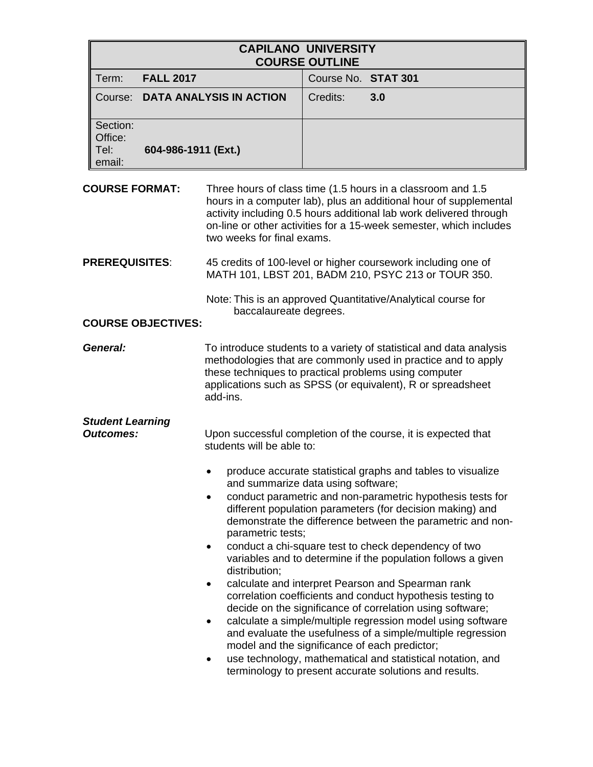| CAPILANO UNIVERSITY COURSE OUTLINE | |
|---|---|
| Term: **FALL 2017** | Course No. **STAT 301** |
| Course: **DATA ANALYSIS IN ACTION** | Credits: **3.0** |
| Section:<br>Office:<br>Tel: **604-986-1911 (Ext.)**<br>email: | |

**COURSE FORMAT:** Three hours of class time (1.5 hours in a classroom and 1.5 hours in a computer lab), plus an additional hour of supplemental activity including 0.5 hours additional lab work delivered through on-line or other activities for a 15-week semester, which includes two weeks for final exams.

**PREREQUISITES**: 45 credits of 100-level or higher coursework including one of MATH 101, LBST 201, BADM 210, PSYC 213 or TOUR 350.

Note: This is an approved Quantitative/Analytical course for baccalaureate degrees.

**COURSE OBJECTIVES:**

***General:*** To introduce students to a variety of statistical and data analysis methodologies that are commonly used in practice and to apply these techniques to practical problems using computer applications such as SPSS (or equivalent), R or spreadsheet add-ins.

***Student Learning Outcomes:*** Upon successful completion of the course, it is expected that students will be able to:

- produce accurate statistical graphs and tables to visualize and summarize data using software;
- conduct parametric and non-parametric hypothesis tests for different population parameters (for decision making) and demonstrate the difference between the parametric and non-parametric tests;
- conduct a chi-square test to check dependency of two variables and to determine if the population follows a given distribution;
- calculate and interpret Pearson and Spearman rank correlation coefficients and conduct hypothesis testing to decide on the significance of correlation using software;
- calculate a simple/multiple regression model using software and evaluate the usefulness of a simple/multiple regression model and the significance of each predictor;
- use technology, mathematical and statistical notation, and terminology to present accurate solutions and results.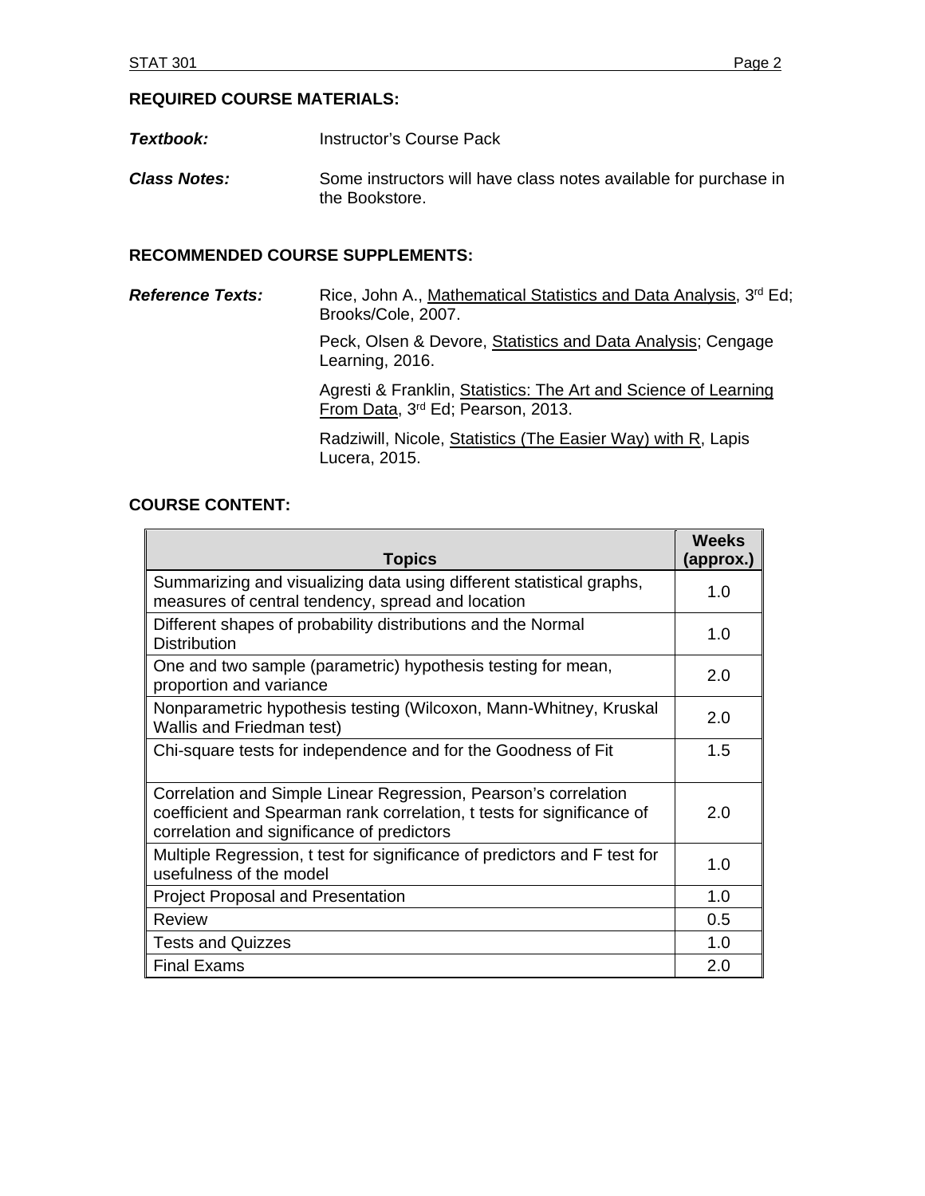## REQUIRED COURSE MATERIALS:

***Textbook:*** Instructor's Course Pack

***Class Notes:*** Some instructors will have class notes available for purchase in the Bookstore.

## RECOMMENDED COURSE SUPPLEMENTS:

***Reference Texts:***

Rice, John A., Mathematical Statistics and Data Analysis, 3rd Ed; Brooks/Cole, 2007.

Peck, Olsen & Devore, Statistics and Data Analysis; Cengage Learning, 2016.

Agresti & Franklin, Statistics: The Art and Science of Learning From Data, 3rd Ed; Pearson, 2013.

Radziwill, Nicole, Statistics (The Easier Way) with R, Lapis Lucera, 2015.

## COURSE CONTENT:

| Topics | Weeks (approx.) |
|---|---|
| Summarizing and visualizing data using different statistical graphs, measures of central tendency, spread and location | 1.0 |
| Different shapes of probability distributions and the Normal Distribution | 1.0 |
| One and two sample (parametric) hypothesis testing for mean, proportion and variance | 2.0 |
| Nonparametric hypothesis testing (Wilcoxon, Mann-Whitney, Kruskal Wallis and Friedman test) | 2.0 |
| Chi-square tests for independence and for the Goodness of Fit | 1.5 |
| Correlation and Simple Linear Regression, Pearson's correlation coefficient and Spearman rank correlation, t tests for significance of correlation and significance of predictors | 2.0 |
| Multiple Regression, t test for significance of predictors and F test for usefulness of the model | 1.0 |
| Project Proposal and Presentation | 1.0 |
| Review | 0.5 |
| Tests and Quizzes | 1.0 |
| Final Exams | 2.0 |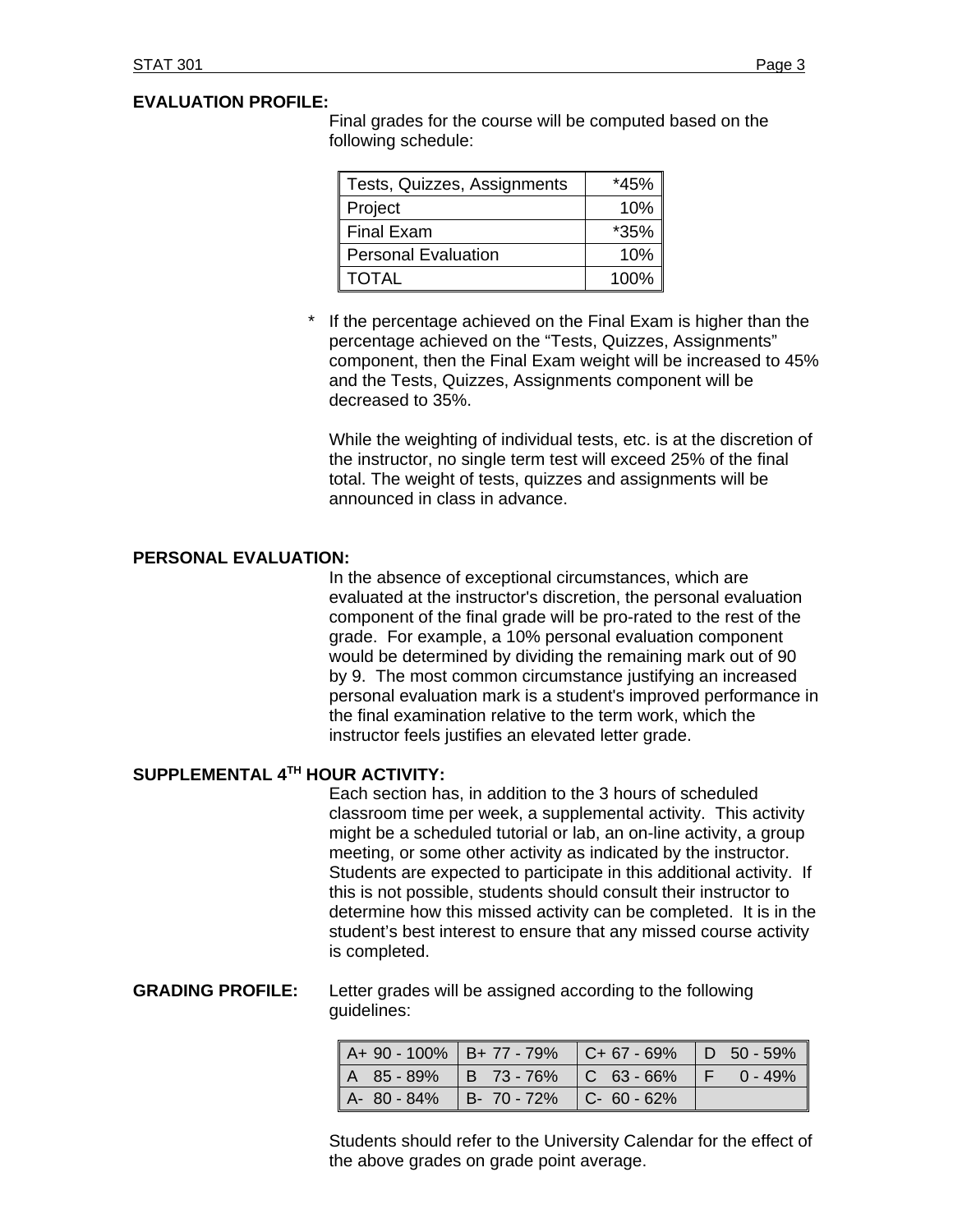**EVALUATION PROFILE:**

Final grades for the course will be computed based on the following schedule:

| Tests, Quizzes, Assignments | *45% |
|---|---|
| Project | 10% |
| Final Exam | *35% |
| Personal Evaluation | 10% |
| TOTAL | 100% |

\* If the percentage achieved on the Final Exam is higher than the percentage achieved on the “Tests, Quizzes, Assignments” component, then the Final Exam weight will be increased to 45% and the Tests, Quizzes, Assignments component will be decreased to 35%.

While the weighting of individual tests, etc. is at the discretion of the instructor, no single term test will exceed 25% of the final total. The weight of tests, quizzes and assignments will be announced in class in advance.

**PERSONAL EVALUATION:**

In the absence of exceptional circumstances, which are evaluated at the instructor's discretion, the personal evaluation component of the final grade will be pro-rated to the rest of the grade. For example, a 10% personal evaluation component would be determined by dividing the remaining mark out of 90 by 9. The most common circumstance justifying an increased personal evaluation mark is a student's improved performance in the final examination relative to the term work, which the instructor feels justifies an elevated letter grade.

**SUPPLEMENTAL 4TH HOUR ACTIVITY:**

Each section has, in addition to the 3 hours of scheduled classroom time per week, a supplemental activity. This activity might be a scheduled tutorial or lab, an on-line activity, a group meeting, or some other activity as indicated by the instructor. Students are expected to participate in this additional activity. If this is not possible, students should consult their instructor to determine how this missed activity can be completed. It is in the student’s best interest to ensure that any missed course activity is completed.

**GRADING PROFILE:** Letter grades will be assigned according to the following guidelines:

| A+ 90 - 100% | B+ 77 - 79% | C+ 67 - 69% | D 50 - 59% |
|---|---|---|---|
| A 85 - 89% | B 73 - 76% | C 63 - 66% | F 0 - 49% |
| A- 80 - 84% | B- 70 - 72% | C- 60 - 62% | |

Students should refer to the University Calendar for the effect of the above grades on grade point average.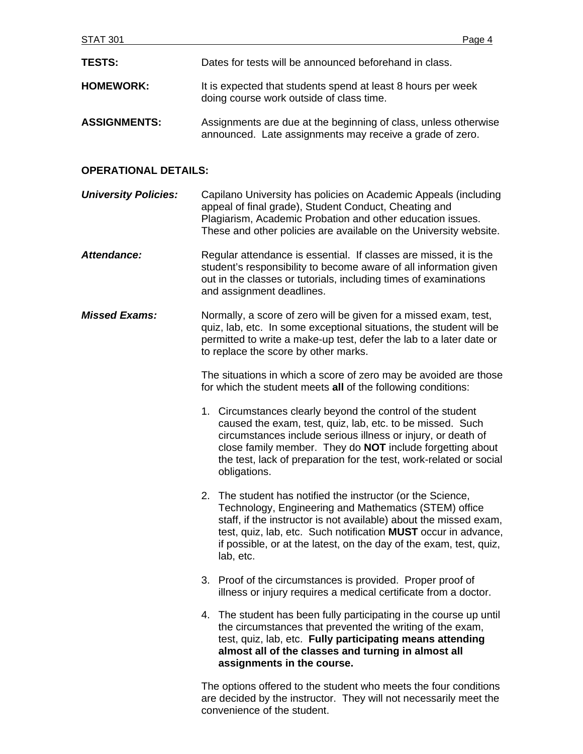**TESTS:** Dates for tests will be announced beforehand in class.

**HOMEWORK:** It is expected that students spend at least 8 hours per week doing course work outside of class time.

**ASSIGNMENTS:** Assignments are due at the beginning of class, unless otherwise announced. Late assignments may receive a grade of zero.

**OPERATIONAL DETAILS:**

***University Policies:*** Capilano University has policies on Academic Appeals (including appeal of final grade), Student Conduct, Cheating and Plagiarism, Academic Probation and other education issues. These and other policies are available on the University website.

***Attendance:*** Regular attendance is essential. If classes are missed, it is the student's responsibility to become aware of all information given out in the classes or tutorials, including times of examinations and assignment deadlines.

***Missed Exams:*** Normally, a score of zero will be given for a missed exam, test, quiz, lab, etc. In some exceptional situations, the student will be permitted to write a make-up test, defer the lab to a later date or to replace the score by other marks.

The situations in which a score of zero may be avoided are those for which the student meets **all** of the following conditions:

1. Circumstances clearly beyond the control of the student caused the exam, test, quiz, lab, etc. to be missed. Such circumstances include serious illness or injury, or death of close family member. They do **NOT** include forgetting about the test, lack of preparation for the test, work-related or social obligations.

2. The student has notified the instructor (or the Science, Technology, Engineering and Mathematics (STEM) office staff, if the instructor is not available) about the missed exam, test, quiz, lab, etc. Such notification **MUST** occur in advance, if possible, or at the latest, on the day of the exam, test, quiz, lab, etc.

3. Proof of the circumstances is provided. Proper proof of illness or injury requires a medical certificate from a doctor.

4. The student has been fully participating in the course up until the circumstances that prevented the writing of the exam, test, quiz, lab, etc. **Fully participating means attending almost all of the classes and turning in almost all assignments in the course.**

The options offered to the student who meets the four conditions are decided by the instructor. They will not necessarily meet the convenience of the student.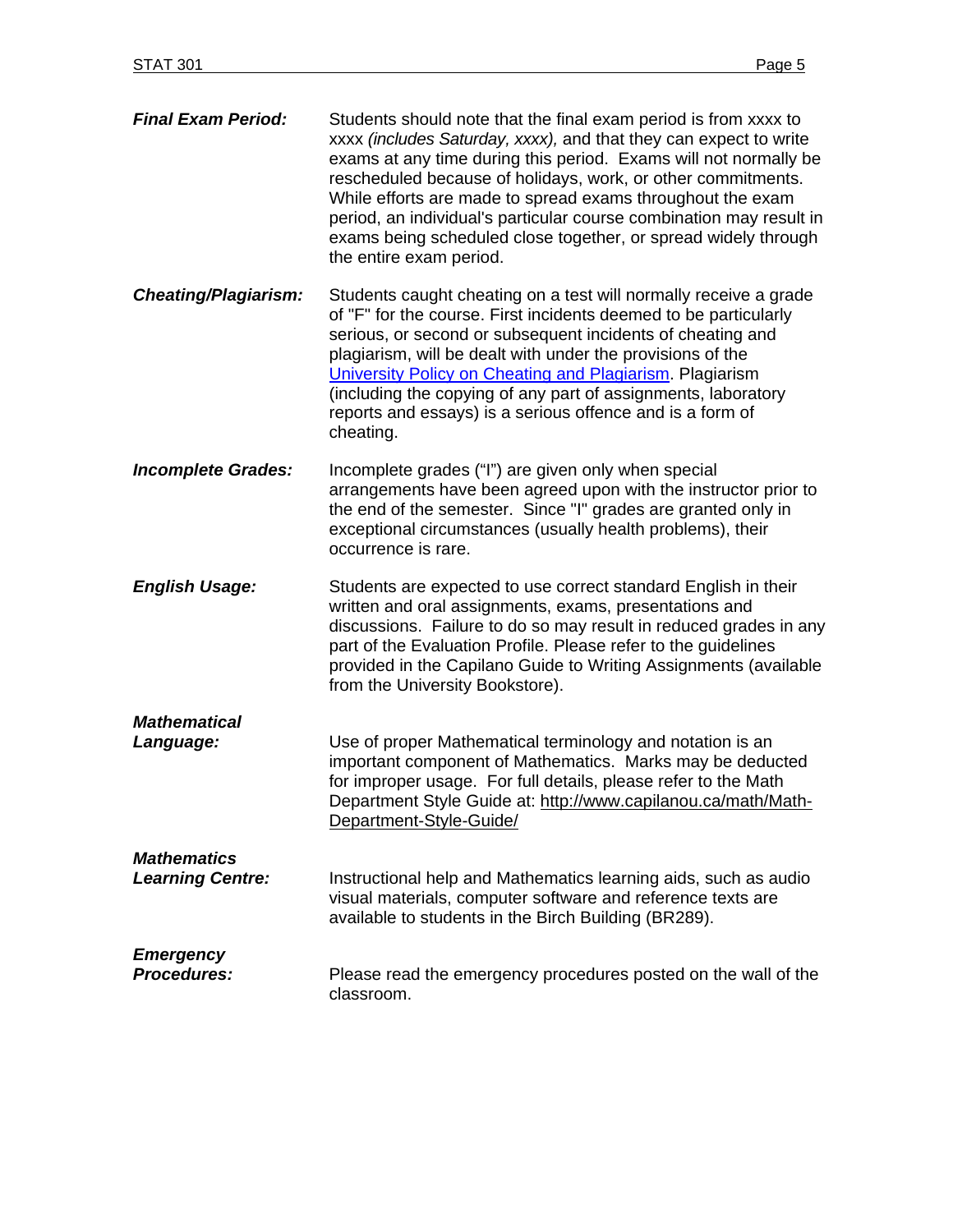**_Final Exam Period:_** Students should note that the final exam period is from xxxx to xxxx *(includes Saturday, xxxx),* and that they can expect to write exams at any time during this period. Exams will not normally be rescheduled because of holidays, work, or other commitments. While efforts are made to spread exams throughout the exam period, an individual's particular course combination may result in exams being scheduled close together, or spread widely through the entire exam period.

**_Cheating/Plagiarism:_** Students caught cheating on a test will normally receive a grade of "F" for the course. First incidents deemed to be particularly serious, or second or subsequent incidents of cheating and plagiarism, will be dealt with under the provisions of the University Policy on Cheating and Plagiarism. Plagiarism (including the copying of any part of assignments, laboratory reports and essays) is a serious offence and is a form of cheating.

**_Incomplete Grades:_** Incomplete grades ("I") are given only when special arrangements have been agreed upon with the instructor prior to the end of the semester. Since "I" grades are granted only in exceptional circumstances (usually health problems), their occurrence is rare.

**_English Usage:_** Students are expected to use correct standard English in their written and oral assignments, exams, presentations and discussions. Failure to do so may result in reduced grades in any part of the Evaluation Profile. Please refer to the guidelines provided in the Capilano Guide to Writing Assignments (available from the University Bookstore).

**_Mathematical Language:_** Use of proper Mathematical terminology and notation is an important component of Mathematics. Marks may be deducted for improper usage. For full details, please refer to the Math Department Style Guide at: http://www.capilanou.ca/math/Math-Department-Style-Guide/

**_Mathematics Learning Centre:_** Instructional help and Mathematics learning aids, such as audio visual materials, computer software and reference texts are available to students in the Birch Building (BR289).

**_Emergency Procedures:_** Please read the emergency procedures posted on the wall of the classroom.